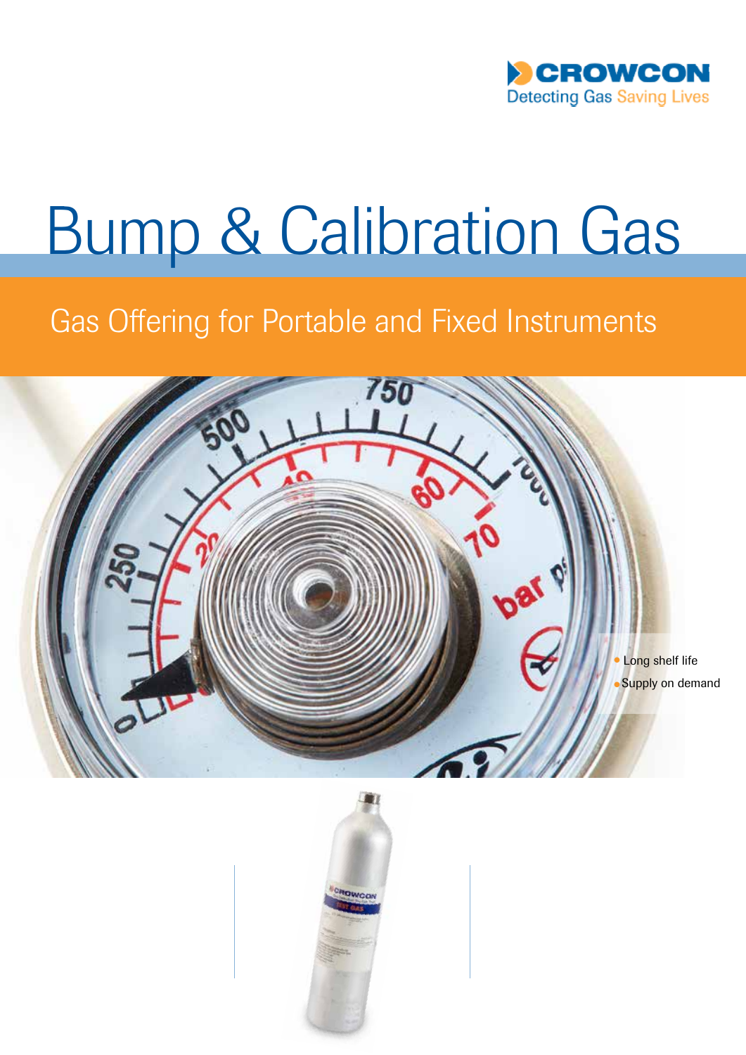CROWCON

Detecting Gas Saving Lives

# Bump & Calibration Gas

## Gas Offering for Portable and Fixed Instruments

- Long shelf life
- Supply on demand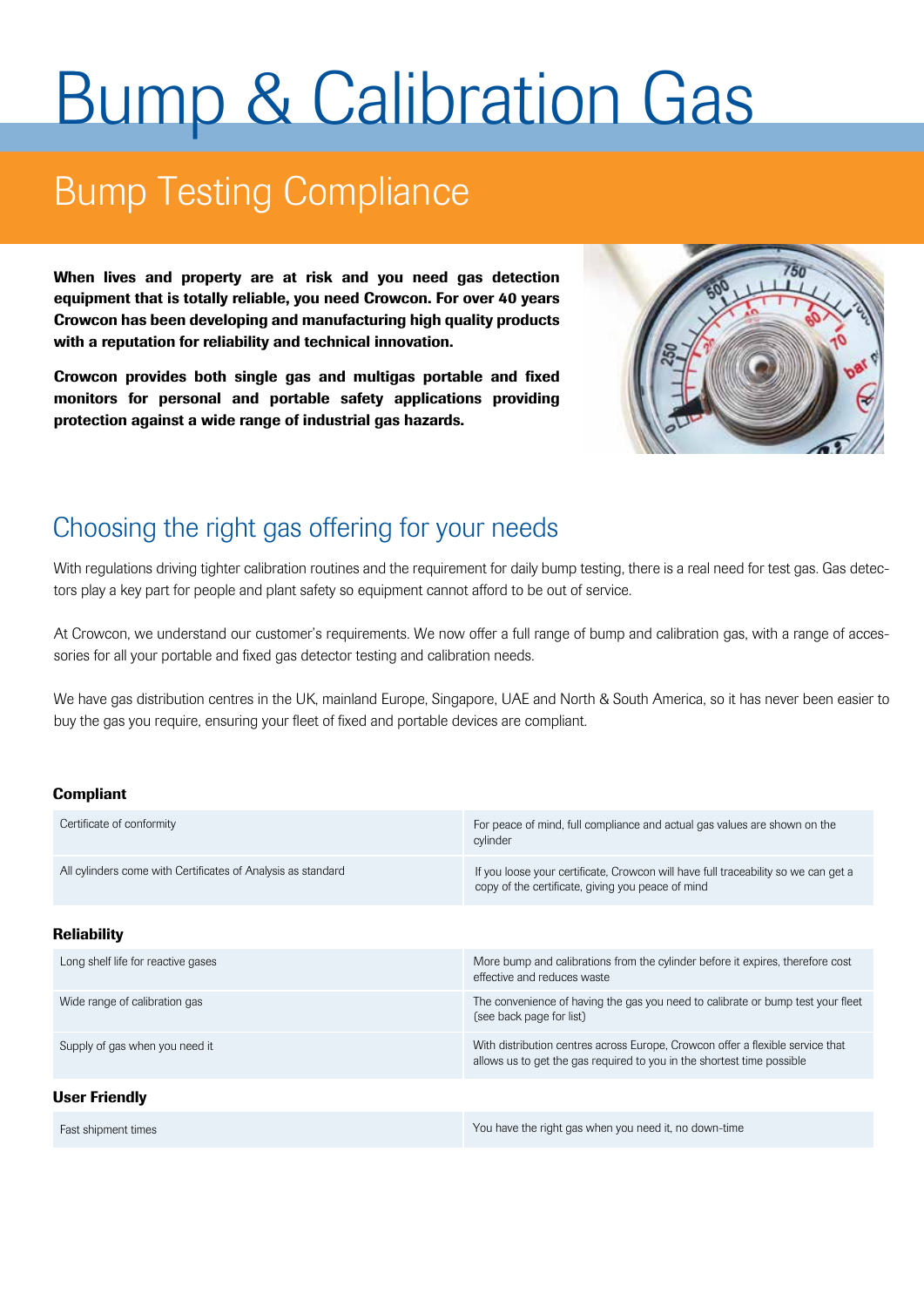# Bump & Calibration Gas

## Bump Testing Compliance

**When lives and property are at risk and you need gas detection equipment that is totally reliable, you need Crowcon. For over 40 years Crowcon has been developing and manufacturing high quality products with a reputation for reliability and technical innovation.**

**Crowcon provides both single gas and multigas portable and fixed monitors for personal and portable safety applications providing protection against a wide range of industrial gas hazards.**

## Choosing the right gas offering for your needs

With regulations driving tighter calibration routines and the requirement for daily bump testing, there is a real need for test gas. Gas detectors play a key part for people and plant safety so equipment cannot afford to be out of service.

At Crowcon, we understand our customer's requirements. We now offer a full range of bump and calibration gas, with a range of accessories for all your portable and fixed gas detector testing and calibration needs.

We have gas distribution centres in the UK, mainland Europe, Singapore, UAE and North & South America, so it has never been easier to buy the gas you require, ensuring your fleet of fixed and portable devices are compliant.

**Compliant**

| | |
|---|---|
| Certificate of conformity | For peace of mind, full compliance and actual gas values are shown on the cylinder |
| All cylinders come with Certificates of Analysis as standard | If you loose your certificate, Crowcon will have full traceability so we can get a copy of the certificate, giving you peace of mind |

**Reliability**

| | |
|---|---|
| Long shelf life for reactive gases | More bump and calibrations from the cylinder before it expires, therefore cost effective and reduces waste |
| Wide range of calibration gas | The convenience of having the gas you need to calibrate or bump test your fleet (see back page for list) |
| Supply of gas when you need it | With distribution centres across Europe, Crowcon offer a flexible service that allows us to get the gas required to you in the shortest time possible |

**User Friendly**

| | |
|---|---|
| Fast shipment times | You have the right gas when you need it, no down-time |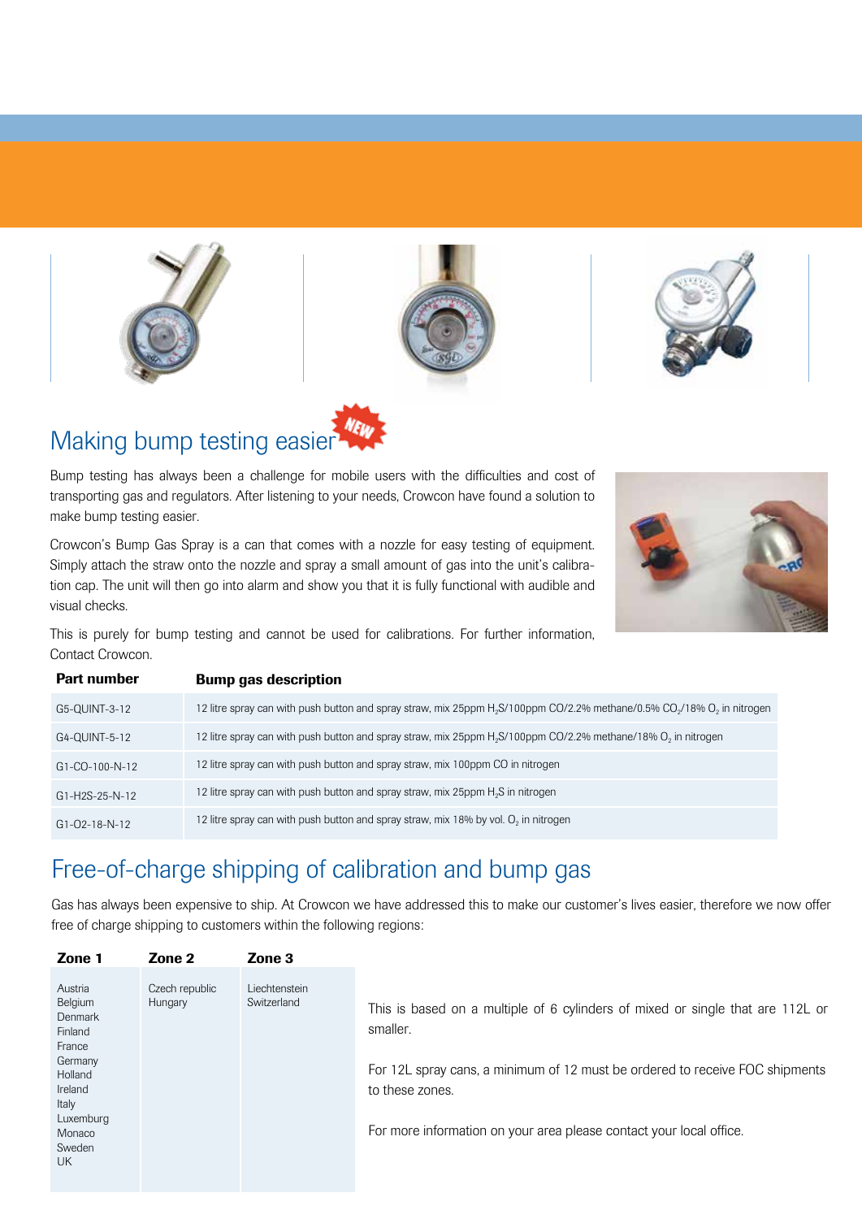## Making bump testing easier

Bump testing has always been a challenge for mobile users with the difficulties and cost of transporting gas and regulators. After listening to your needs, Crowcon have found a solution to make bump testing easier.

Crowcon's Bump Gas Spray is a can that comes with a nozzle for easy testing of equipment. Simply attach the straw onto the nozzle and spray a small amount of gas into the unit's calibration cap. The unit will then go into alarm and show you that it is fully functional with audible and visual checks.

This is purely for bump testing and cannot be used for calibrations. For further information, Contact Crowcon.

| Part number | Bump gas description |
|---|---|
| G5-QUINT-3-12 | 12 litre spray can with push button and spray straw, mix 25ppm $H_2S$/100ppm CO/2.2% methane/0.5% $CO_2$/18% $O_2$ in nitrogen |
| G4-QUINT-5-12 | 12 litre spray can with push button and spray straw, mix 25ppm $H_2S$/100ppm CO/2.2% methane/18% $O_2$ in nitrogen |
| G1-CO-100-N-12 | 12 litre spray can with push button and spray straw, mix 100ppm CO in nitrogen |
| G1-H2S-25-N-12 | 12 litre spray can with push button and spray straw, mix 25ppm $H_2S$ in nitrogen |
| G1-O2-18-N-12 | 12 litre spray can with push button and spray straw, mix 18% by vol. $O_2$ in nitrogen |

## Free-of-charge shipping of calibration and bump gas

Gas has always been expensive to ship. At Crowcon we have addressed this to make our customer's lives easier, therefore we now offer free of charge shipping to customers within the following regions:

| Zone 1 | Zone 2 | Zone 3 |
|---|---|---|
| Austria<br>Belgium<br>Denmark<br>Finland<br>France<br>Germany<br>Holland<br>Ireland<br>Italy<br>Luxemburg<br>Monaco<br>Sweden<br>UK | Czech republic<br>Hungary | Liechtenstein<br>Switzerland |

This is based on a multiple of 6 cylinders of mixed or single that are 112L or smaller.

For 12L spray cans, a minimum of 12 must be ordered to receive FOC shipments to these zones.

For more information on your area please contact your local office.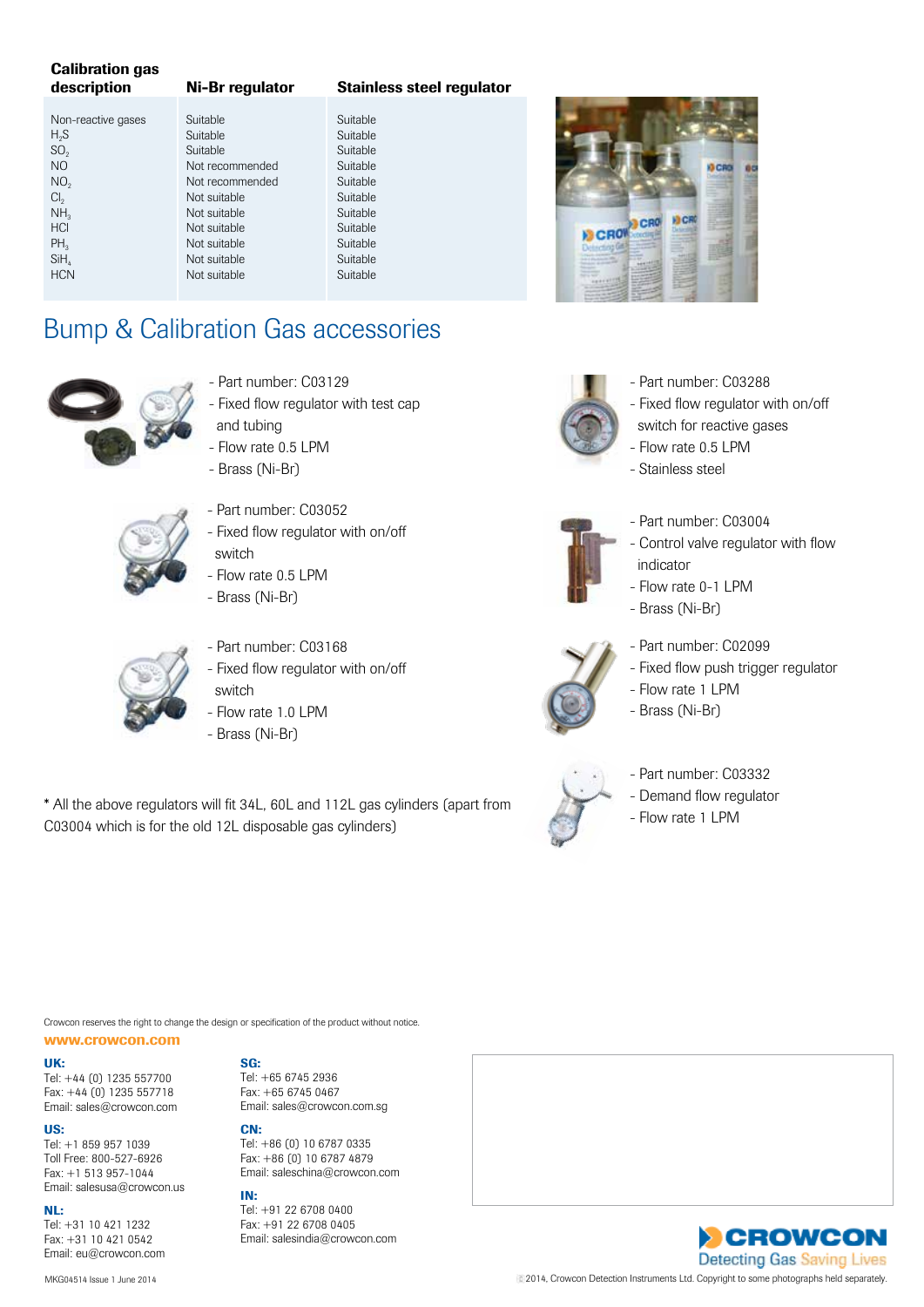| Calibration gas description | Ni-Br regulator | Stainless steel regulator |
|---|---|---|
| Non-reactive gases | Suitable | Suitable |
| $H_2S$ | Suitable | Suitable |
| $SO_2$ | Suitable | Suitable |
| NO | Not recommended | Suitable |
| $NO_2$ | Not recommended | Suitable |
| $Cl_2$ | Not suitable | Suitable |
| $NH_3$ | Not suitable | Suitable |
| HCl | Not suitable | Suitable |
| $PH_3$ | Not suitable | Suitable |
| $SiH_4$ | Not suitable | Suitable |
| HCN | Not suitable | Suitable |

## Bump & Calibration Gas accessories

- Part number: C03129
- Fixed flow regulator with test cap and tubing
- Flow rate 0.5 LPM
- Brass (Ni-Br)

- Part number: C03052
- Fixed flow regulator with on/off switch
- Flow rate 0.5 LPM
- Brass (Ni-Br)

- Part number: C03168
- Fixed flow regulator with on/off switch
- Flow rate 1.0 LPM
- Brass (Ni-Br)

- Part number: C03288
- Fixed flow regulator with on/off switch for reactive gases
- Flow rate 0.5 LPM
- Stainless steel

- Part number: C03004
- Control valve regulator with flow indicator
- Flow rate 0-1 LPM
- Brass (Ni-Br)

- Part number: C02099
- Fixed flow push trigger regulator
- Flow rate 1 LPM
- Brass (Ni-Br)

- Part number: C03332
- Demand flow regulator
- Flow rate 1 LPM

* All the above regulators will fit 34L, 60L and 112L gas cylinders (apart from C03004 which is for the old 12L disposable gas cylinders)

Crowcon reserves the right to change the design or specification of the product without notice.

**www.crowcon.com**

**UK:**
Tel: +44 (0) 1235 557700
Fax: +44 (0) 1235 557718
Email: sales@crowcon.com

**US:**
Tel: +1 859 957 1039
Toll Free: 800-527-6926
Fax: +1 513 957-1044
Email: salesusa@crowcon.us

**NL:**
Tel: +31 10 421 1232
Fax: +31 10 421 0542
Email: eu@crowcon.com

**SG:**
Tel: +65 6745 2936
Fax: +65 6745 0467
Email: sales@crowcon.com.sg

**CN:**
Tel: +86 (0) 10 6787 0335
Fax: +86 (0) 10 6787 4879
Email: saleschina@crowcon.com

**IN:**
Tel: +91 22 6708 0400
Fax: +91 22 6708 0405
Email: salesindia@crowcon.com

CROWCON
Detecting Gas Saving Lives

MKG04514 Issue 1 June 2014

© 2014, Crowcon Detection Instruments Ltd. Copyright to some photographs held separately.